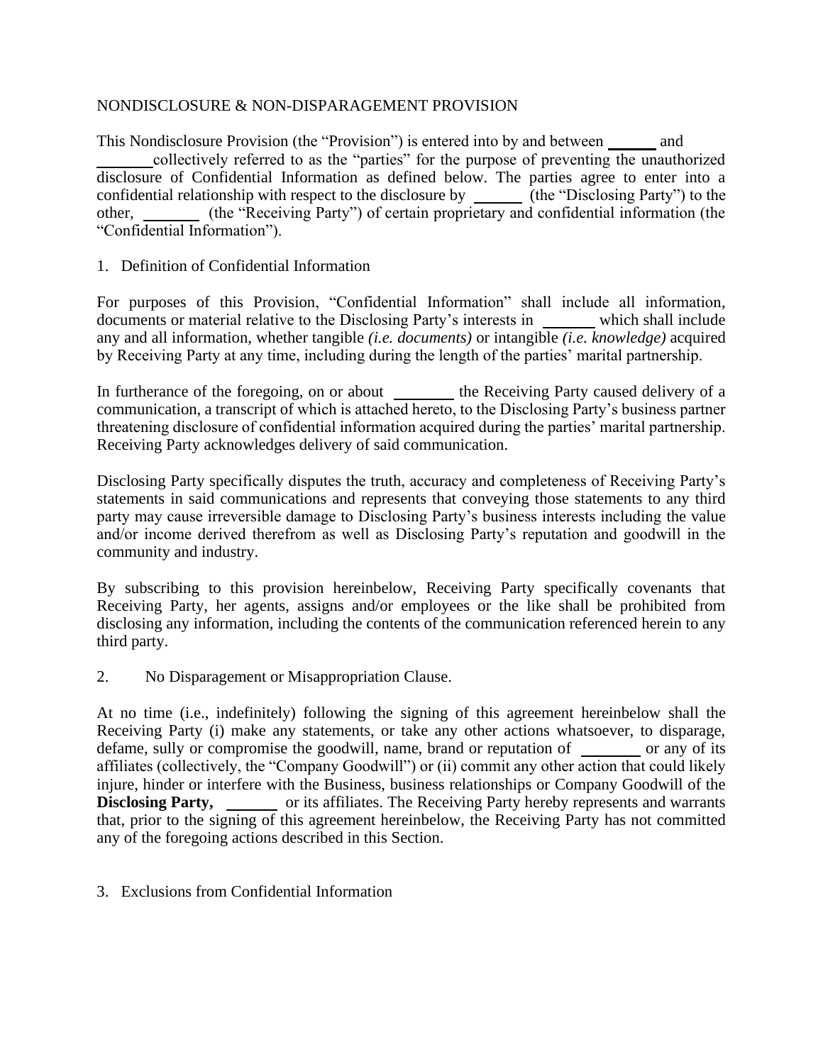NONDISCLOSURE & NON-DISPARAGEMENT PROVISION

This Nondisclosure Provision (the "Provision") is entered into by and between ______ and ______ collectively referred to as the "parties" for the purpose of preventing the unauthorized disclosure of Confidential Information as defined below. The parties agree to enter into a confidential relationship with respect to the disclosure by ______ (the "Disclosing Party") to the other, ______ (the "Receiving Party") of certain proprietary and confidential information (the "Confidential Information").

1. Definition of Confidential Information

For purposes of this Provision, "Confidential Information" shall include all information, documents or material relative to the Disclosing Party's interests in ______ which shall include any and all information, whether tangible *(i.e. documents)* or intangible *(i.e. knowledge)* acquired by Receiving Party at any time, including during the length of the parties' marital partnership.

In furtherance of the foregoing, on or about ______ the Receiving Party caused delivery of a communication, a transcript of which is attached hereto, to the Disclosing Party's business partner threatening disclosure of confidential information acquired during the parties' marital partnership. Receiving Party acknowledges delivery of said communication.

Disclosing Party specifically disputes the truth, accuracy and completeness of Receiving Party's statements in said communications and represents that conveying those statements to any third party may cause irreversible damage to Disclosing Party's business interests including the value and/or income derived therefrom as well as Disclosing Party's reputation and goodwill in the community and industry.

By subscribing to this provision hereinbelow, Receiving Party specifically covenants that Receiving Party, her agents, assigns and/or employees or the like shall be prohibited from disclosing any information, including the contents of the communication referenced herein to any third party.

2. No Disparagement or Misappropriation Clause.

At no time (i.e., indefinitely) following the signing of this agreement hereinbelow shall the Receiving Party (i) make any statements, or take any other actions whatsoever, to disparage, defame, sully or compromise the goodwill, name, brand or reputation of ______ or any of its affiliates (collectively, the "Company Goodwill") or (ii) commit any other action that could likely injure, hinder or interfere with the Business, business relationships or Company Goodwill of the **Disclosing Party,** ______ or its affiliates. The Receiving Party hereby represents and warrants that, prior to the signing of this agreement hereinbelow, the Receiving Party has not committed any of the foregoing actions described in this Section.

3. Exclusions from Confidential Information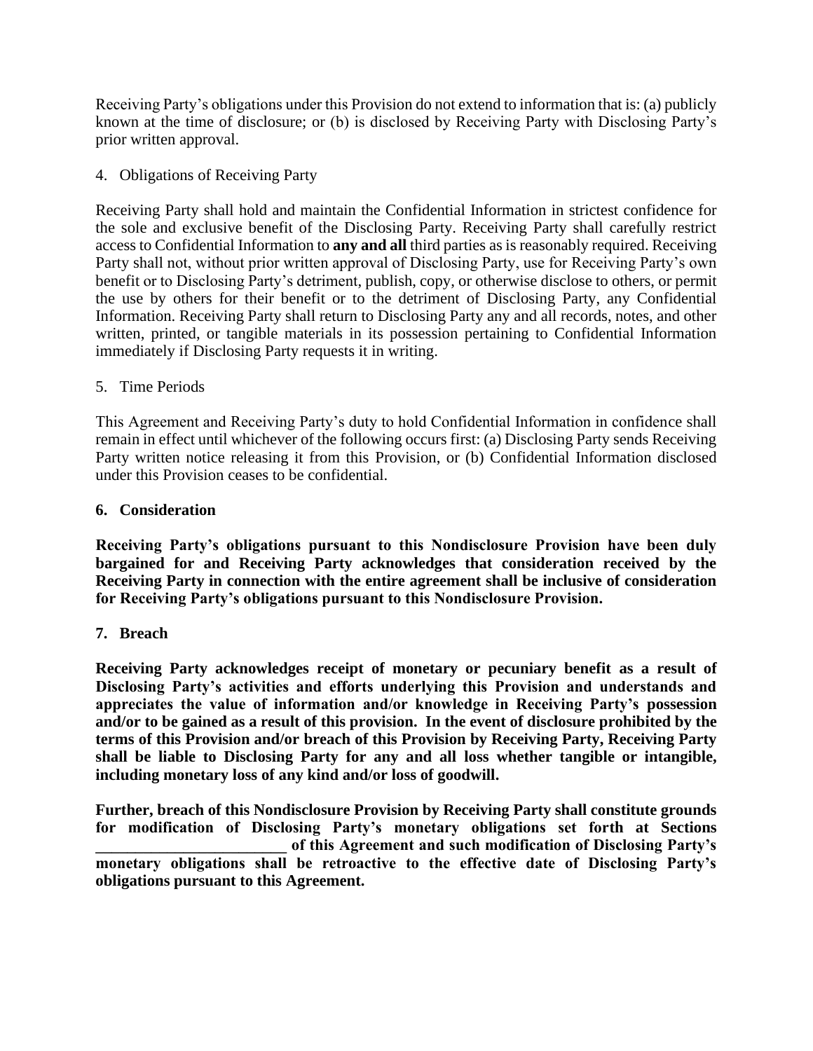Receiving Party's obligations under this Provision do not extend to information that is: (a) publicly known at the time of disclosure; or (b) is disclosed by Receiving Party with Disclosing Party's prior written approval.

4. Obligations of Receiving Party

Receiving Party shall hold and maintain the Confidential Information in strictest confidence for the sole and exclusive benefit of the Disclosing Party. Receiving Party shall carefully restrict access to Confidential Information to **any and all** third parties as is reasonably required. Receiving Party shall not, without prior written approval of Disclosing Party, use for Receiving Party's own benefit or to Disclosing Party's detriment, publish, copy, or otherwise disclose to others, or permit the use by others for their benefit or to the detriment of Disclosing Party, any Confidential Information. Receiving Party shall return to Disclosing Party any and all records, notes, and other written, printed, or tangible materials in its possession pertaining to Confidential Information immediately if Disclosing Party requests it in writing.

5. Time Periods

This Agreement and Receiving Party's duty to hold Confidential Information in confidence shall remain in effect until whichever of the following occurs first: (a) Disclosing Party sends Receiving Party written notice releasing it from this Provision, or (b) Confidential Information disclosed under this Provision ceases to be confidential.

**6. Consideration**

**Receiving Party's obligations pursuant to this Nondisclosure Provision have been duly bargained for and Receiving Party acknowledges that consideration received by the Receiving Party in connection with the entire agreement shall be inclusive of consideration for Receiving Party's obligations pursuant to this Nondisclosure Provision.**

**7. Breach**

**Receiving Party acknowledges receipt of monetary or pecuniary benefit as a result of Disclosing Party's activities and efforts underlying this Provision and understands and appreciates the value of information and/or knowledge in Receiving Party's possession and/or to be gained as a result of this provision. In the event of disclosure prohibited by the terms of this Provision and/or breach of this Provision by Receiving Party, Receiving Party shall be liable to Disclosing Party for any and all loss whether tangible or intangible, including monetary loss of any kind and/or loss of goodwill.**

**Further, breach of this Nondisclosure Provision by Receiving Party shall constitute grounds for modification of Disclosing Party's monetary obligations set forth at Sections ________________________ of this Agreement and such modification of Disclosing Party's monetary obligations shall be retroactive to the effective date of Disclosing Party's obligations pursuant to this Agreement.**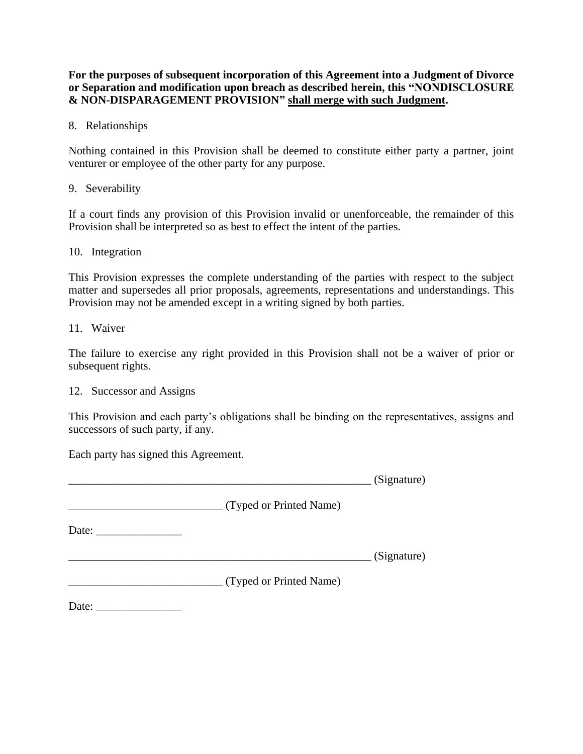**For the purposes of subsequent incorporation of this Agreement into a Judgment of Divorce or Separation and modification upon breach as described herein, this "NONDISCLOSURE & NON-DISPARAGEMENT PROVISION" <u>shall merge with such Judgment</u>.**

8. Relationships

Nothing contained in this Provision shall be deemed to constitute either party a partner, joint venturer or employee of the other party for any purpose.

9. Severability

If a court finds any provision of this Provision invalid or unenforceable, the remainder of this Provision shall be interpreted so as best to effect the intent of the parties.

10. Integration

This Provision expresses the complete understanding of the parties with respect to the subject matter and supersedes all prior proposals, agreements, representations and understandings. This Provision may not be amended except in a writing signed by both parties.

11. Waiver

The failure to exercise any right provided in this Provision shall not be a waiver of prior or subsequent rights.

12. Successor and Assigns

This Provision and each party's obligations shall be binding on the representatives, assigns and successors of such party, if any.

Each party has signed this Agreement.

_______________________________________________________ (Signature)

____________________________ (Typed or Printed Name)

Date: _______________

_______________________________________________________ (Signature)

____________________________ (Typed or Printed Name)

Date: _______________